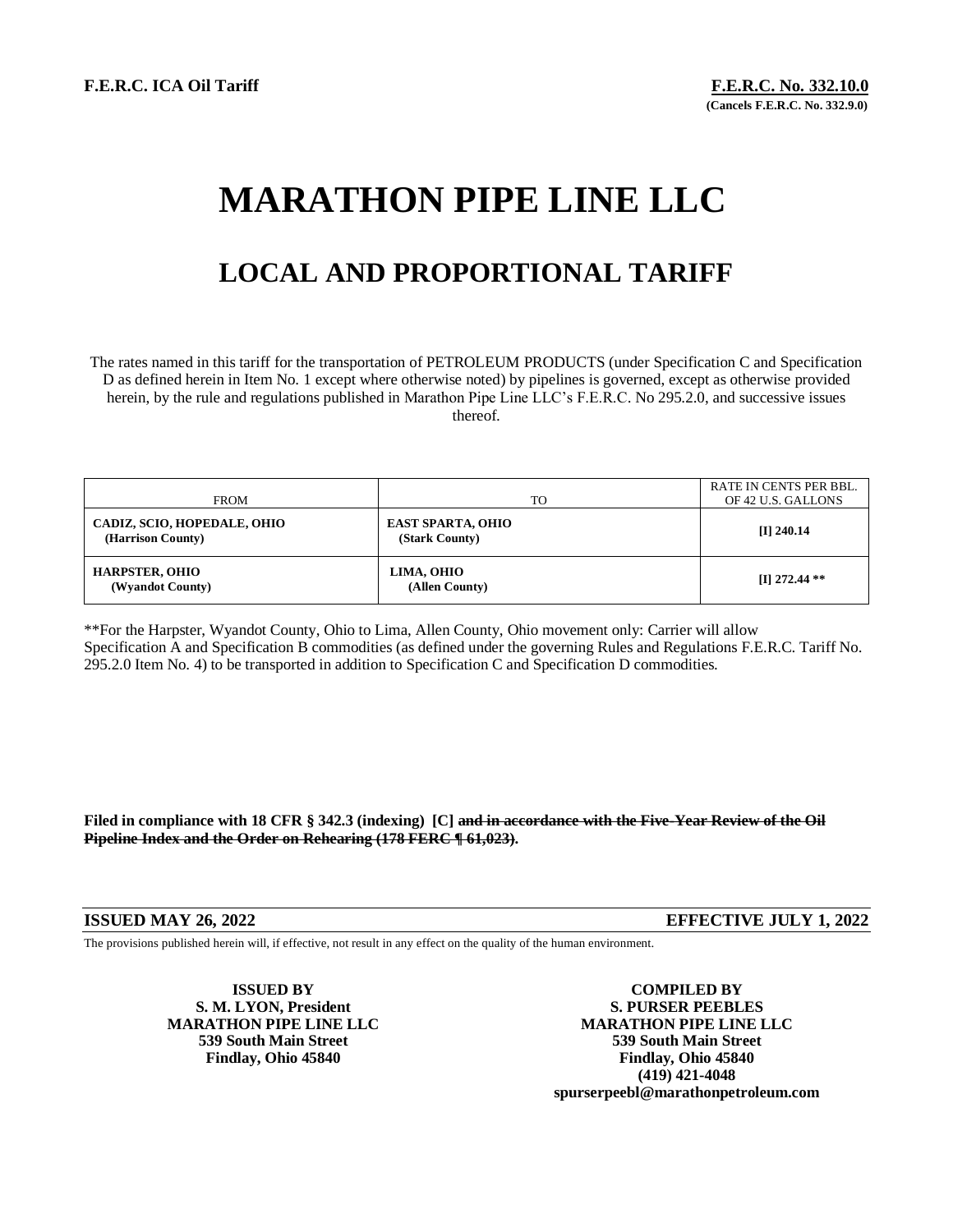**F.E.R.C. ICA Oil Tariff**

**F.E.R.C. No. 332.10.0**
**(Cancels F.E.R.C. No. 332.9.0)**

# MARATHON PIPE LINE LLC

## LOCAL AND PROPORTIONAL TARIFF

The rates named in this tariff for the transportation of PETROLEUM PRODUCTS (under Specification C and Specification D as defined herein in Item No. 1 except where otherwise noted) by pipelines is governed, except as otherwise provided herein, by the rule and regulations published in Marathon Pipe Line LLC's F.E.R.C. No 295.2.0, and successive issues thereof.

| FROM | TO | RATE IN CENTS PER BBL. OF 42 U.S. GALLONS |
|---|---|---|
| **CADIZ, SCIO, HOPEDALE, OHIO (Harrison County)** | **EAST SPARTA, OHIO (Stark County)** | **[I] 240.14** |
| **HARPSTER, OHIO (Wyandot County)** | **LIMA, OHIO (Allen County)** | **[I] 272.44 ** ** |

**For the Harpster, Wyandot County, Ohio to Lima, Allen County, Ohio movement only: Carrier will allow Specification A and Specification B commodities (as defined under the governing Rules and Regulations F.E.R.C. Tariff No. 295.2.0 Item No. 4) to be transported in addition to Specification C and Specification D commodities.

**Filed in compliance with 18 CFR § 342.3 (indexing) [C] ~~and in accordance with the Five-Year Review of the Oil Pipeline Index and the Order on Rehearing (178 FERC ¶ 61,023)~~.**

**ISSUED MAY 26, 2022** **EFFECTIVE JULY 1, 2022**

The provisions published herein will, if effective, not result in any effect on the quality of the human environment.

**ISSUED BY**
**S. M. LYON, President**
**MARATHON PIPE LINE LLC**
**539 South Main Street**
**Findlay, Ohio 45840**

**COMPILED BY**
**S. PURSER PEEBLES**
**MARATHON PIPE LINE LLC**
**539 South Main Street**
**Findlay, Ohio 45840**
**(419) 421-4048**
**spurserpeebl@marathonpetroleum.com**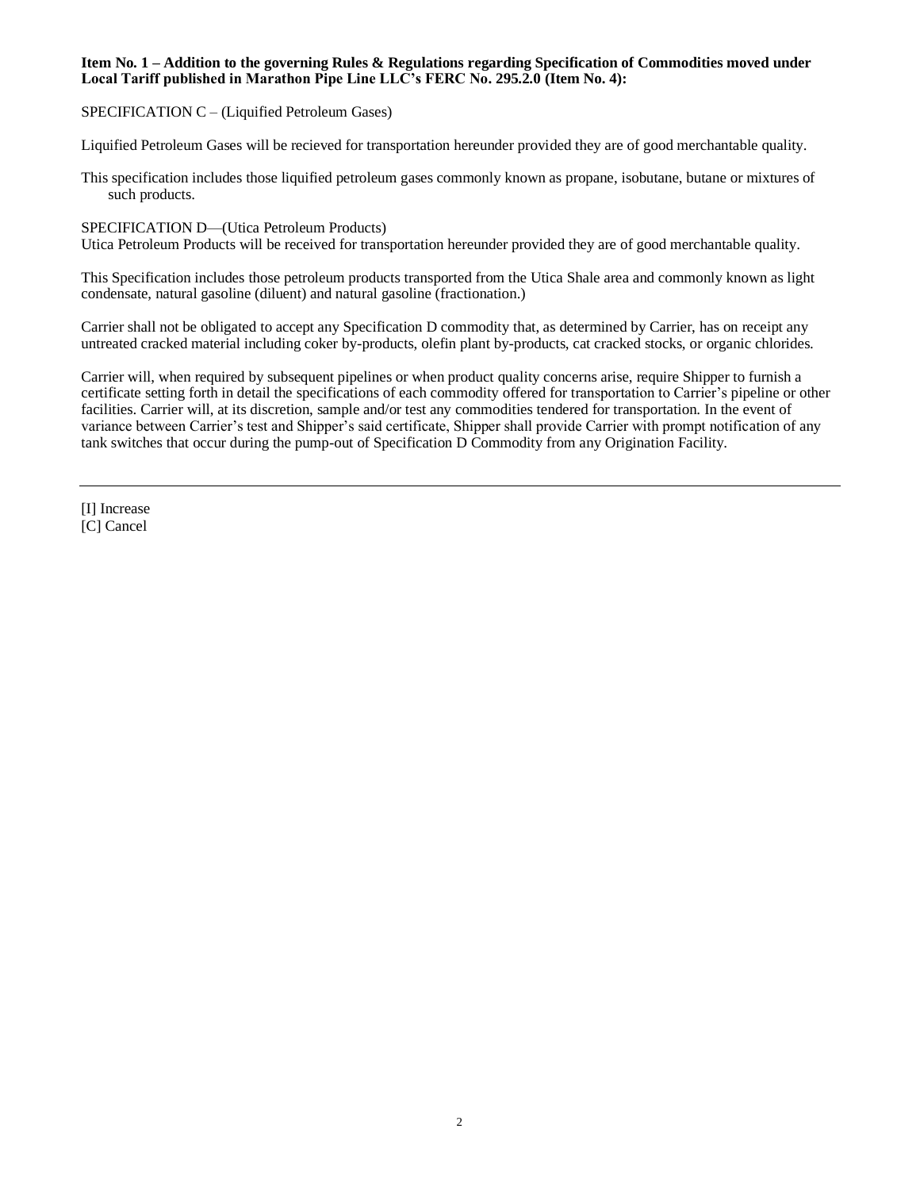**Item No. 1 – Addition to the governing Rules & Regulations regarding Specification of Commodities moved under Local Tariff published in Marathon Pipe Line LLC's FERC No. 295.2.0 (Item No. 4):**

SPECIFICATION C – (Liquified Petroleum Gases)

Liquified Petroleum Gases will be recieved for transportation hereunder provided they are of good merchantable quality.

This specification includes those liquified petroleum gases commonly known as propane, isobutane, butane or mixtures of such products.

SPECIFICATION D—(Utica Petroleum Products)
Utica Petroleum Products will be received for transportation hereunder provided they are of good merchantable quality.

This Specification includes those petroleum products transported from the Utica Shale area and commonly known as light condensate, natural gasoline (diluent) and natural gasoline (fractionation.)

Carrier shall not be obligated to accept any Specification D commodity that, as determined by Carrier, has on receipt any untreated cracked material including coker by-products, olefin plant by-products, cat cracked stocks, or organic chlorides.

Carrier will, when required by subsequent pipelines or when product quality concerns arise, require Shipper to furnish a certificate setting forth in detail the specifications of each commodity offered for transportation to Carrier's pipeline or other facilities. Carrier will, at its discretion, sample and/or test any commodities tendered for transportation. In the event of variance between Carrier's test and Shipper's said certificate, Shipper shall provide Carrier with prompt notification of any tank switches that occur during the pump-out of Specification D Commodity from any Origination Facility.

---

[I] Increase
[C] Cancel